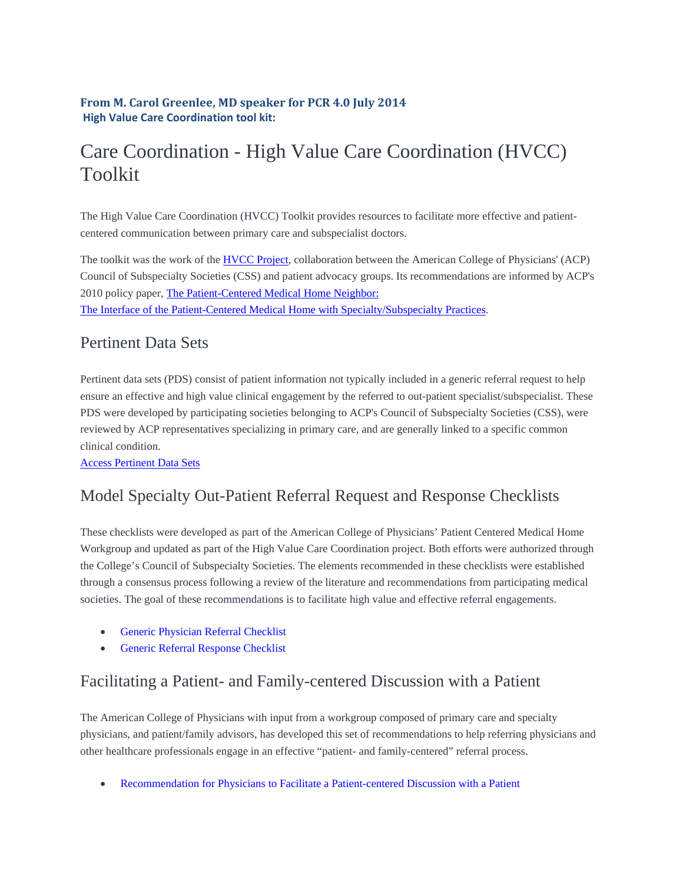**From M. Carol Greenlee, MD speaker for PCR 4.0 July 2014**
**High Value Care Coordination tool kit:**

# Care Coordination - High Value Care Coordination (HVCC) Toolkit

The High Value Care Coordination (HVCC) Toolkit provides resources to facilitate more effective and patient-centered communication between primary care and subspecialist doctors.

The toolkit was the work of the HVCC Project, collaboration between the American College of Physicians' (ACP) Council of Subspecialty Societies (CSS) and patient advocacy groups. Its recommendations are informed by ACP's 2010 policy paper, The Patient-Centered Medical Home Neighbor: The Interface of the Patient-Centered Medical Home with Specialty/Subspecialty Practices.

## Pertinent Data Sets

Pertinent data sets (PDS) consist of patient information not typically included in a generic referral request to help ensure an effective and high value clinical engagement by the referred to out-patient specialist/subspecialist. These PDS were developed by participating societies belonging to ACP's Council of Subspecialty Societies (CSS), were reviewed by ACP representatives specializing in primary care, and are generally linked to a specific common clinical condition.
Access Pertinent Data Sets

## Model Specialty Out-Patient Referral Request and Response Checklists

These checklists were developed as part of the American College of Physicians' Patient Centered Medical Home Workgroup and updated as part of the High Value Care Coordination project. Both efforts were authorized through the College's Council of Subspecialty Societies. The elements recommended in these checklists were established through a consensus process following a review of the literature and recommendations from participating medical societies. The goal of these recommendations is to facilitate high value and effective referral engagements.

- Generic Physician Referral Checklist
- Generic Referral Response Checklist

## Facilitating a Patient- and Family-centered Discussion with a Patient

The American College of Physicians with input from a workgroup composed of primary care and specialty physicians, and patient/family advisors, has developed this set of recommendations to help referring physicians and other healthcare professionals engage in an effective "patient- and family-centered" referral process.

- Recommendation for Physicians to Facilitate a Patient-centered Discussion with a Patient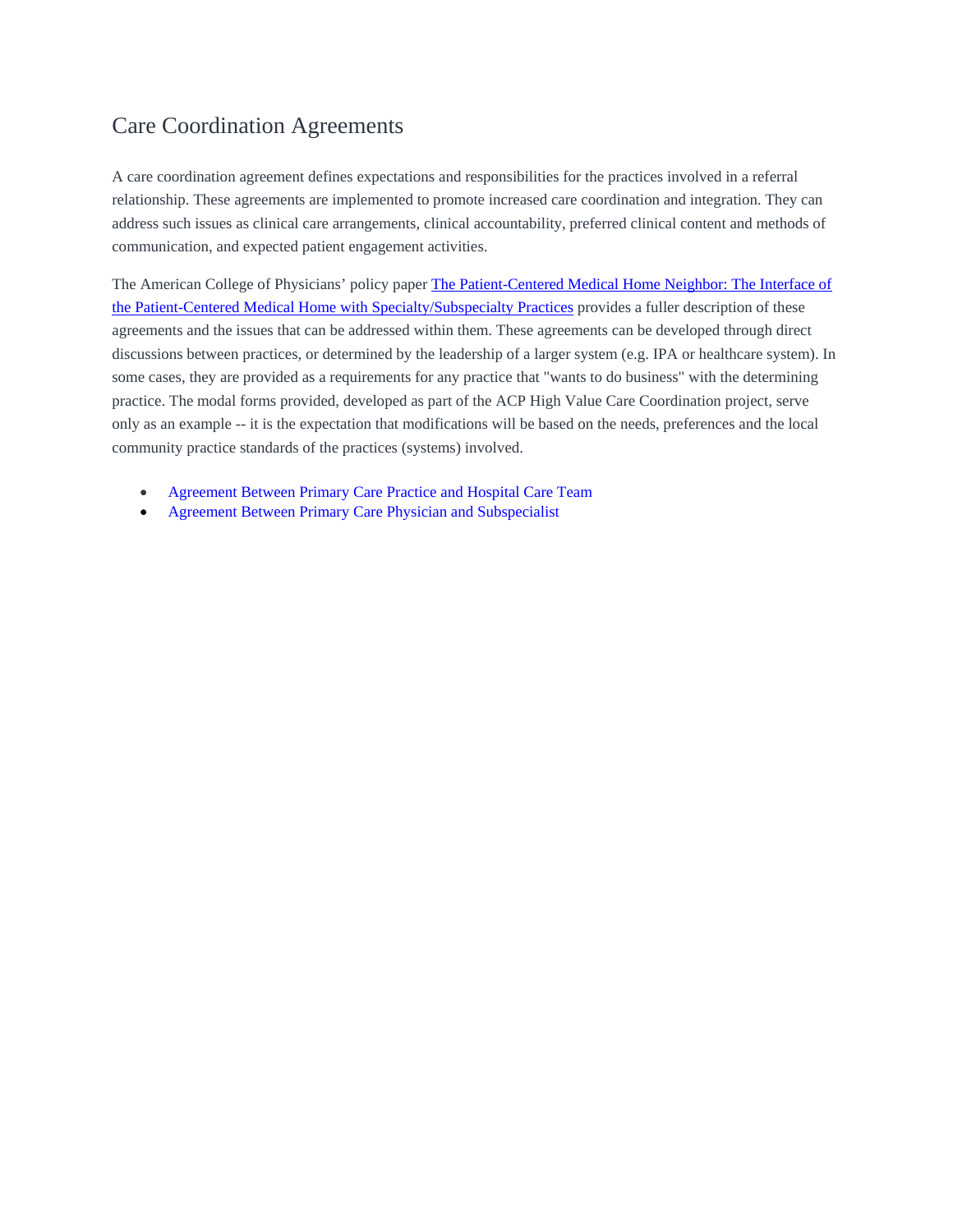# Care Coordination Agreements

A care coordination agreement defines expectations and responsibilities for the practices involved in a referral relationship. These agreements are implemented to promote increased care coordination and integration. They can address such issues as clinical care arrangements, clinical accountability, preferred clinical content and methods of communication, and expected patient engagement activities.

The American College of Physicians' policy paper The Patient-Centered Medical Home Neighbor: The Interface of the Patient-Centered Medical Home with Specialty/Subspecialty Practices provides a fuller description of these agreements and the issues that can be addressed within them. These agreements can be developed through direct discussions between practices, or determined by the leadership of a larger system (e.g. IPA or healthcare system). In some cases, they are provided as a requirements for any practice that "wants to do business" with the determining practice. The modal forms provided, developed as part of the ACP High Value Care Coordination project, serve only as an example -- it is the expectation that modifications will be based on the needs, preferences and the local community practice standards of the practices (systems) involved.

- Agreement Between Primary Care Practice and Hospital Care Team
- Agreement Between Primary Care Physician and Subspecialist